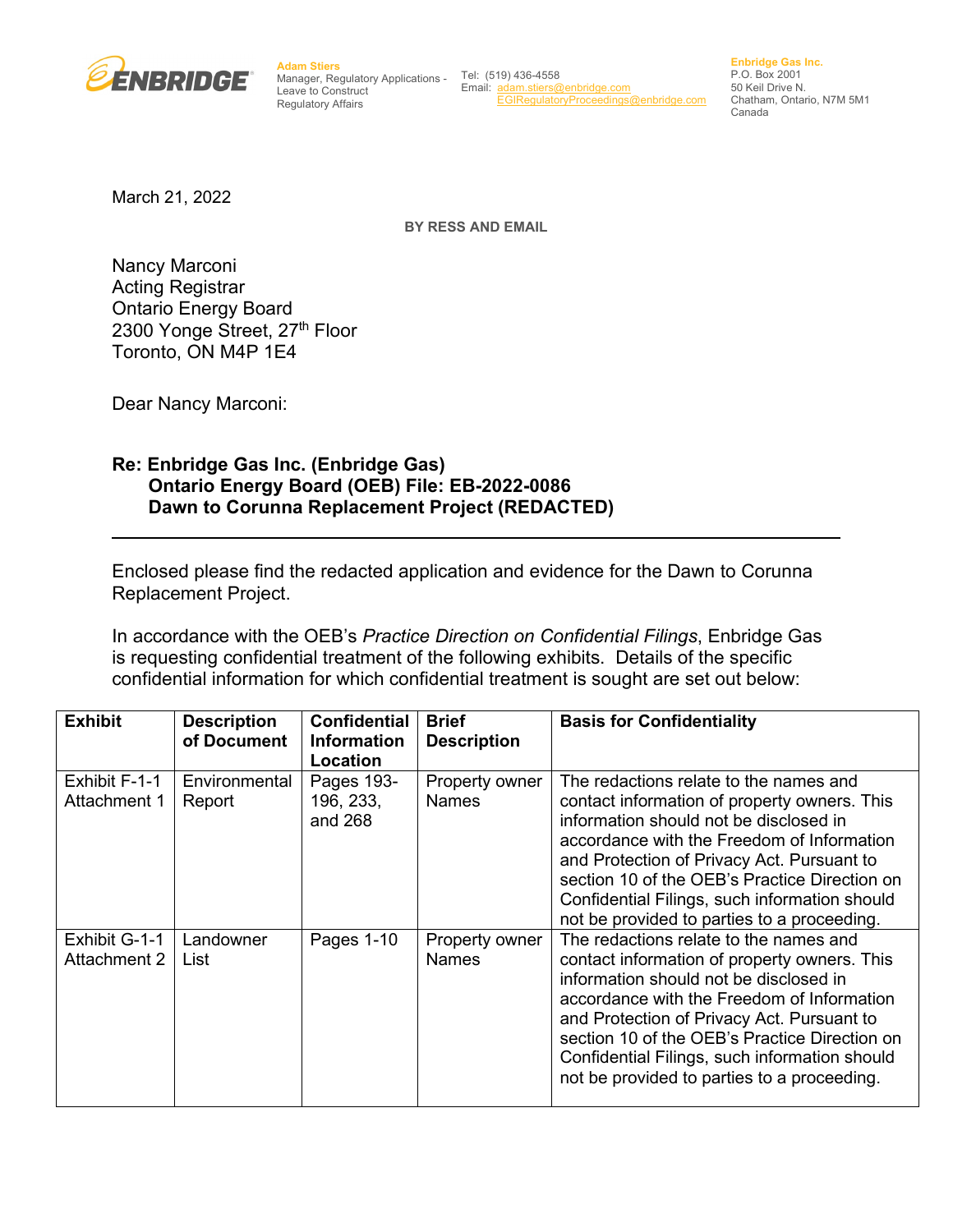**ENBRIDGE**

**Adam Stiers**
Manager, Regulatory Applications - Leave to Construct
Regulatory Affairs

Tel: (519) 436-4558
Email: adam.stiers@enbridge.com
EGIRegulatoryProceedings@enbridge.com

**Enbridge Gas Inc.**
P.O. Box 2001
50 Keil Drive N.
Chatham, Ontario, N7M 5M1
Canada

March 21, 2022

**BY RESS AND EMAIL**

Nancy Marconi
Acting Registrar
Ontario Energy Board
2300 Yonge Street, 27th Floor
Toronto, ON M4P 1E4

Dear Nancy Marconi:

**Re: Enbridge Gas Inc. (Enbridge Gas)**
**Ontario Energy Board (OEB) File: EB-2022-0086**
**Dawn to Corunna Replacement Project (REDACTED)**

---

Enclosed please find the redacted application and evidence for the Dawn to Corunna Replacement Project.

In accordance with the OEB's *Practice Direction on Confidential Filings*, Enbridge Gas is requesting confidential treatment of the following exhibits. Details of the specific confidential information for which confidential treatment is sought are set out below:

| **Exhibit** | **Description of Document** | **Confidential Information Location** | **Brief Description** | **Basis for Confidentiality** |
|---|---|---|---|---|
| Exhibit F-1-1 Attachment 1 | Environmental Report | Pages 193-196, 233, and 268 | Property owner Names | The redactions relate to the names and contact information of property owners. This information should not be disclosed in accordance with the Freedom of Information and Protection of Privacy Act. Pursuant to section 10 of the OEB's Practice Direction on Confidential Filings, such information should not be provided to parties to a proceeding. |
| Exhibit G-1-1 Attachment 2 | Landowner List | Pages 1-10 | Property owner Names | The redactions relate to the names and contact information of property owners. This information should not be disclosed in accordance with the Freedom of Information and Protection of Privacy Act. Pursuant to section 10 of the OEB's Practice Direction on Confidential Filings, such information should not be provided to parties to a proceeding. |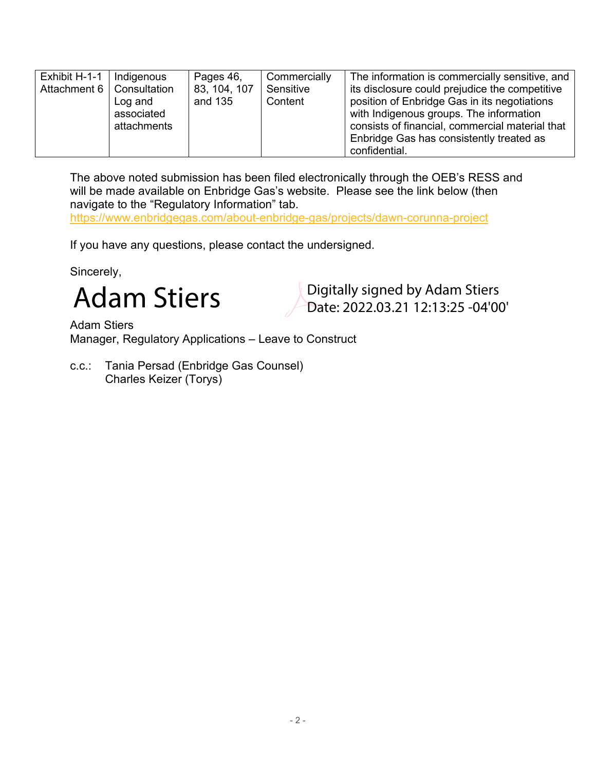| | | | | |
|---|---|---|---|---|
| Exhibit H-1-1 Attachment 6 | Indigenous Consultation Log and associated attachments | Pages 46, 83, 104, 107 and 135 | Commercially Sensitive Content | The information is commercially sensitive, and its disclosure could prejudice the competitive position of Enbridge Gas in its negotiations with Indigenous groups. The information consists of financial, commercial material that Enbridge Gas has consistently treated as confidential. |

The above noted submission has been filed electronically through the OEB's RESS and will be made available on Enbridge Gas's website. Please see the link below (then navigate to the "Regulatory Information" tab.
https://www.enbridgegas.com/about-enbridge-gas/projects/dawn-corunna-project

If you have any questions, please contact the undersigned.

Sincerely,

Adam Stiers

Digitally signed by Adam Stiers
Date: 2022.03.21 12:13:25 -04'00'

Adam Stiers
Manager, Regulatory Applications – Leave to Construct

c.c.: Tania Persad (Enbridge Gas Counsel)
Charles Keizer (Torys)